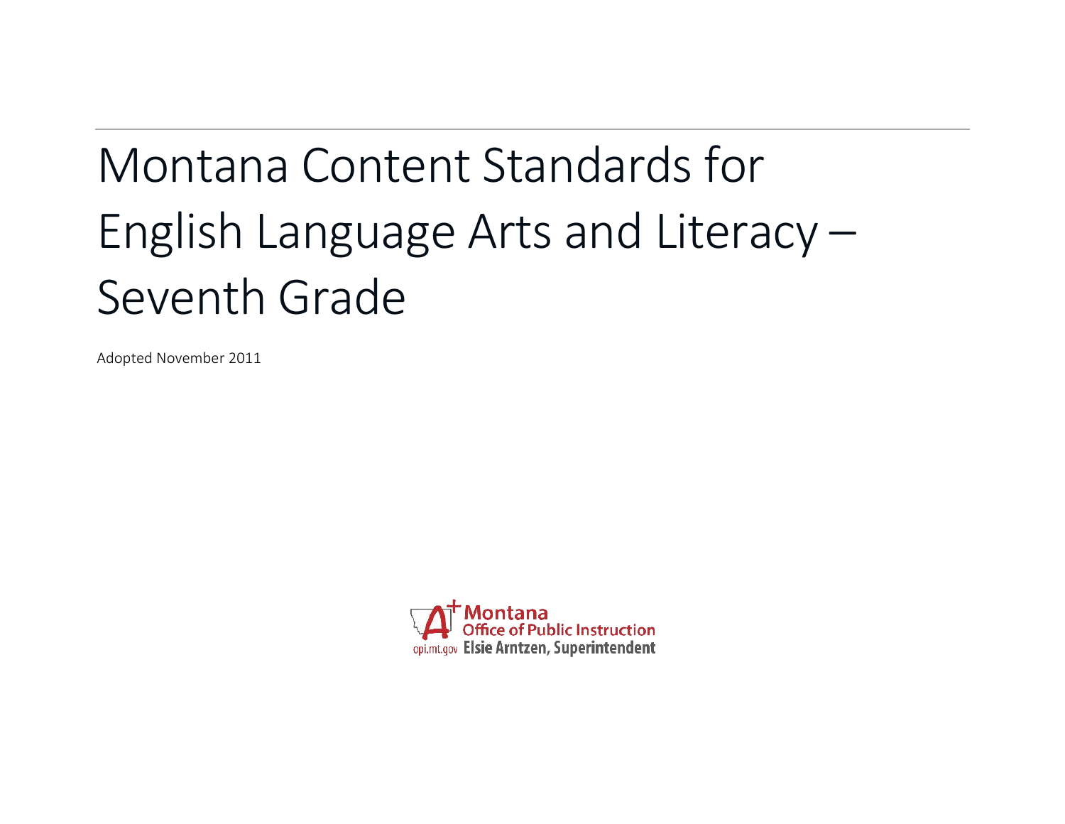# Montana Content Standards for English Language Arts and Literacy – Seventh Grade

Adopted November 2011

Montana Office of Public Instruction

opi.mt.gov Elsie Arntzen, Superintendent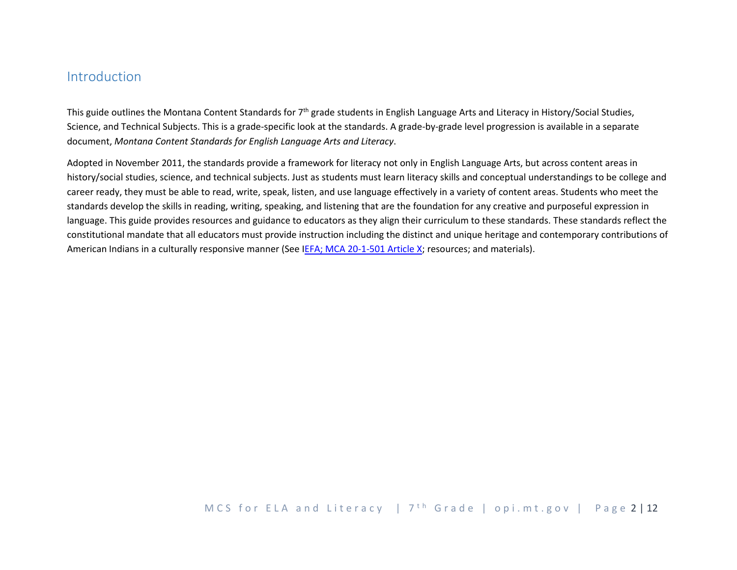## Introduction

This guide outlines the Montana Content Standards for 7th grade students in English Language Arts and Literacy in History/Social Studies, Science, and Technical Subjects. This is a grade-specific look at the standards. A grade-by-grade level progression is available in a separate document, *Montana Content Standards for English Language Arts and Literacy*.

Adopted in November 2011, the standards provide a framework for literacy not only in English Language Arts, but across content areas in history/social studies, science, and technical subjects. Just as students must learn literacy skills and conceptual understandings to be college and career ready, they must be able to read, write, speak, listen, and use language effectively in a variety of content areas. Students who meet the standards develop the skills in reading, writing, speaking, and listening that are the foundation for any creative and purposeful expression in language. This guide provides resources and guidance to educators as they align their curriculum to these standards. These standards reflect the constitutional mandate that all educators must provide instruction including the distinct and unique heritage and contemporary contributions of American Indians in a culturally responsive manner (See IEFA; MCA 20-1-501 Article X; resources; and materials).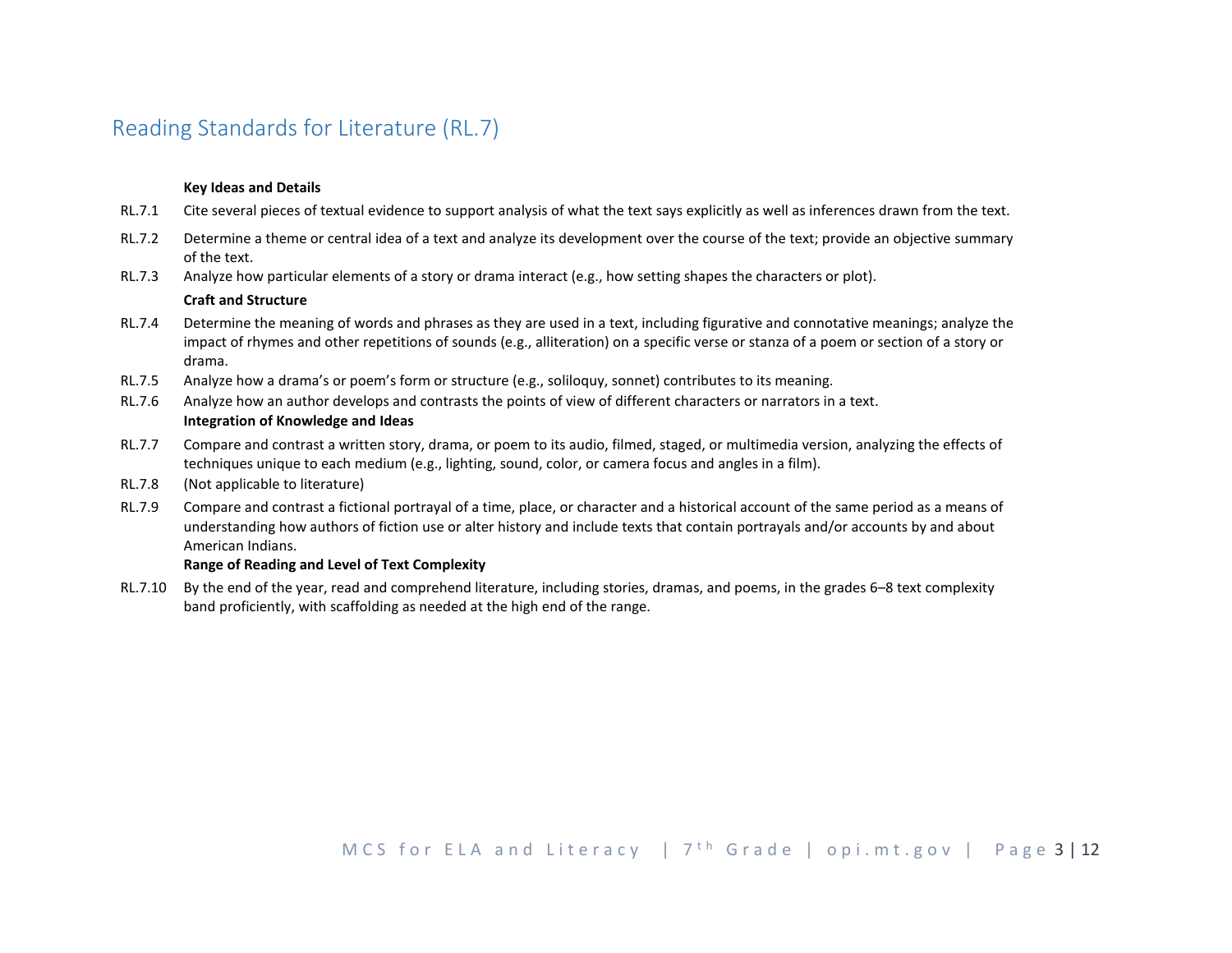## Reading Standards for Literature (RL.7)

**Key Ideas and Details**

RL.7.1 Cite several pieces of textual evidence to support analysis of what the text says explicitly as well as inferences drawn from the text.

RL.7.2 Determine a theme or central idea of a text and analyze its development over the course of the text; provide an objective summary of the text.

RL.7.3 Analyze how particular elements of a story or drama interact (e.g., how setting shapes the characters or plot).

**Craft and Structure**

RL.7.4 Determine the meaning of words and phrases as they are used in a text, including figurative and connotative meanings; analyze the impact of rhymes and other repetitions of sounds (e.g., alliteration) on a specific verse or stanza of a poem or section of a story or drama.

RL.7.5 Analyze how a drama's or poem's form or structure (e.g., soliloquy, sonnet) contributes to its meaning.

RL.7.6 Analyze how an author develops and contrasts the points of view of different characters or narrators in a text.

**Integration of Knowledge and Ideas**

RL.7.7 Compare and contrast a written story, drama, or poem to its audio, filmed, staged, or multimedia version, analyzing the effects of techniques unique to each medium (e.g., lighting, sound, color, or camera focus and angles in a film).

RL.7.8 (Not applicable to literature)

RL.7.9 Compare and contrast a fictional portrayal of a time, place, or character and a historical account of the same period as a means of understanding how authors of fiction use or alter history and include texts that contain portrayals and/or accounts by and about American Indians.

**Range of Reading and Level of Text Complexity**

RL.7.10 By the end of the year, read and comprehend literature, including stories, dramas, and poems, in the grades 6–8 text complexity band proficiently, with scaffolding as needed at the high end of the range.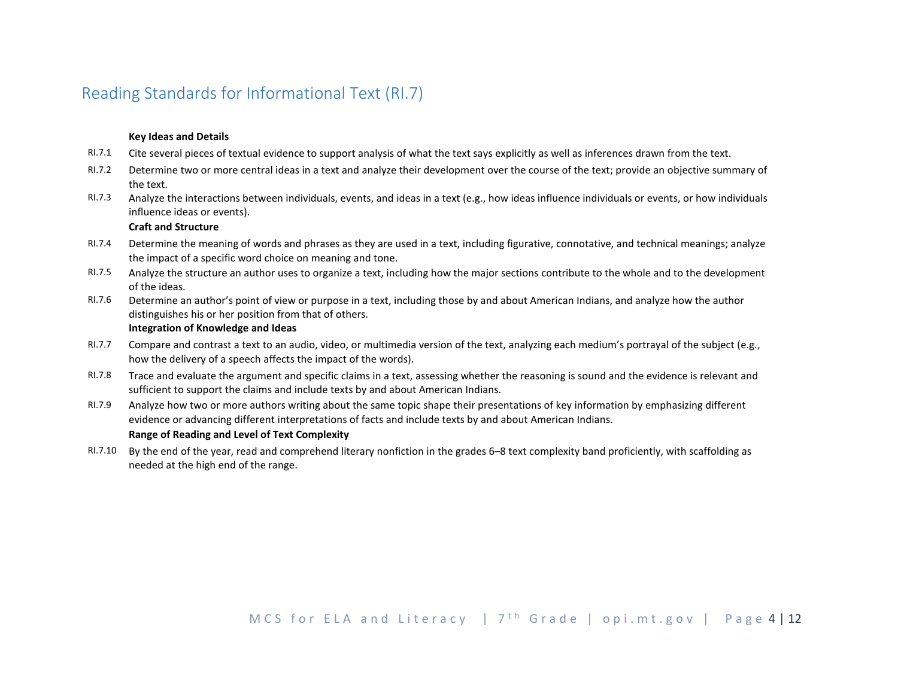## Reading Standards for Informational Text (RI.7)

**Key Ideas and Details**

RI.7.1 Cite several pieces of textual evidence to support analysis of what the text says explicitly as well as inferences drawn from the text.

RI.7.2 Determine two or more central ideas in a text and analyze their development over the course of the text; provide an objective summary of the text.

RI.7.3 Analyze the interactions between individuals, events, and ideas in a text (e.g., how ideas influence individuals or events, or how individuals influence ideas or events).

**Craft and Structure**

RI.7.4 Determine the meaning of words and phrases as they are used in a text, including figurative, connotative, and technical meanings; analyze the impact of a specific word choice on meaning and tone.

RI.7.5 Analyze the structure an author uses to organize a text, including how the major sections contribute to the whole and to the development of the ideas.

RI.7.6 Determine an author's point of view or purpose in a text, including those by and about American Indians, and analyze how the author distinguishes his or her position from that of others.

**Integration of Knowledge and Ideas**

RI.7.7 Compare and contrast a text to an audio, video, or multimedia version of the text, analyzing each medium's portrayal of the subject (e.g., how the delivery of a speech affects the impact of the words).

RI.7.8 Trace and evaluate the argument and specific claims in a text, assessing whether the reasoning is sound and the evidence is relevant and sufficient to support the claims and include texts by and about American Indians.

RI.7.9 Analyze how two or more authors writing about the same topic shape their presentations of key information by emphasizing different evidence or advancing different interpretations of facts and include texts by and about American Indians.

**Range of Reading and Level of Text Complexity**

RI.7.10 By the end of the year, read and comprehend literary nonfiction in the grades 6–8 text complexity band proficiently, with scaffolding as needed at the high end of the range.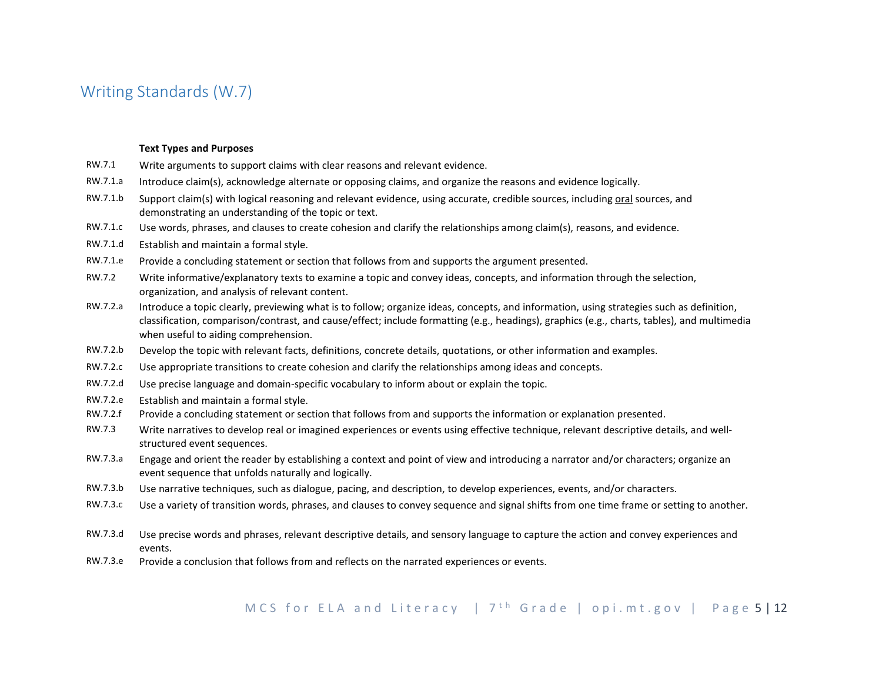## Writing Standards (W.7)

**Text Types and Purposes**

| | |
|---|---|
| RW.7.1 | Write arguments to support claims with clear reasons and relevant evidence. |
| RW.7.1.a | Introduce claim(s), acknowledge alternate or opposing claims, and organize the reasons and evidence logically. |
| RW.7.1.b | Support claim(s) with logical reasoning and relevant evidence, using accurate, credible sources, including <u>oral</u> sources, and demonstrating an understanding of the topic or text. |
| RW.7.1.c | Use words, phrases, and clauses to create cohesion and clarify the relationships among claim(s), reasons, and evidence. |
| RW.7.1.d | Establish and maintain a formal style. |
| RW.7.1.e | Provide a concluding statement or section that follows from and supports the argument presented. |
| RW.7.2 | Write informative/explanatory texts to examine a topic and convey ideas, concepts, and information through the selection, organization, and analysis of relevant content. |
| RW.7.2.a | Introduce a topic clearly, previewing what is to follow; organize ideas, concepts, and information, using strategies such as definition, classification, comparison/contrast, and cause/effect; include formatting (e.g., headings), graphics (e.g., charts, tables), and multimedia when useful to aiding comprehension. |
| RW.7.2.b | Develop the topic with relevant facts, definitions, concrete details, quotations, or other information and examples. |
| RW.7.2.c | Use appropriate transitions to create cohesion and clarify the relationships among ideas and concepts. |
| RW.7.2.d | Use precise language and domain-specific vocabulary to inform about or explain the topic. |
| RW.7.2.e | Establish and maintain a formal style. |
| RW.7.2.f | Provide a concluding statement or section that follows from and supports the information or explanation presented. |
| RW.7.3 | Write narratives to develop real or imagined experiences or events using effective technique, relevant descriptive details, and well-structured event sequences. |
| RW.7.3.a | Engage and orient the reader by establishing a context and point of view and introducing a narrator and/or characters; organize an event sequence that unfolds naturally and logically. |
| RW.7.3.b | Use narrative techniques, such as dialogue, pacing, and description, to develop experiences, events, and/or characters. |
| RW.7.3.c | Use a variety of transition words, phrases, and clauses to convey sequence and signal shifts from one time frame or setting to another. |
| RW.7.3.d | Use precise words and phrases, relevant descriptive details, and sensory language to capture the action and convey experiences and events. |
| RW.7.3.e | Provide a conclusion that follows from and reflects on the narrated experiences or events. |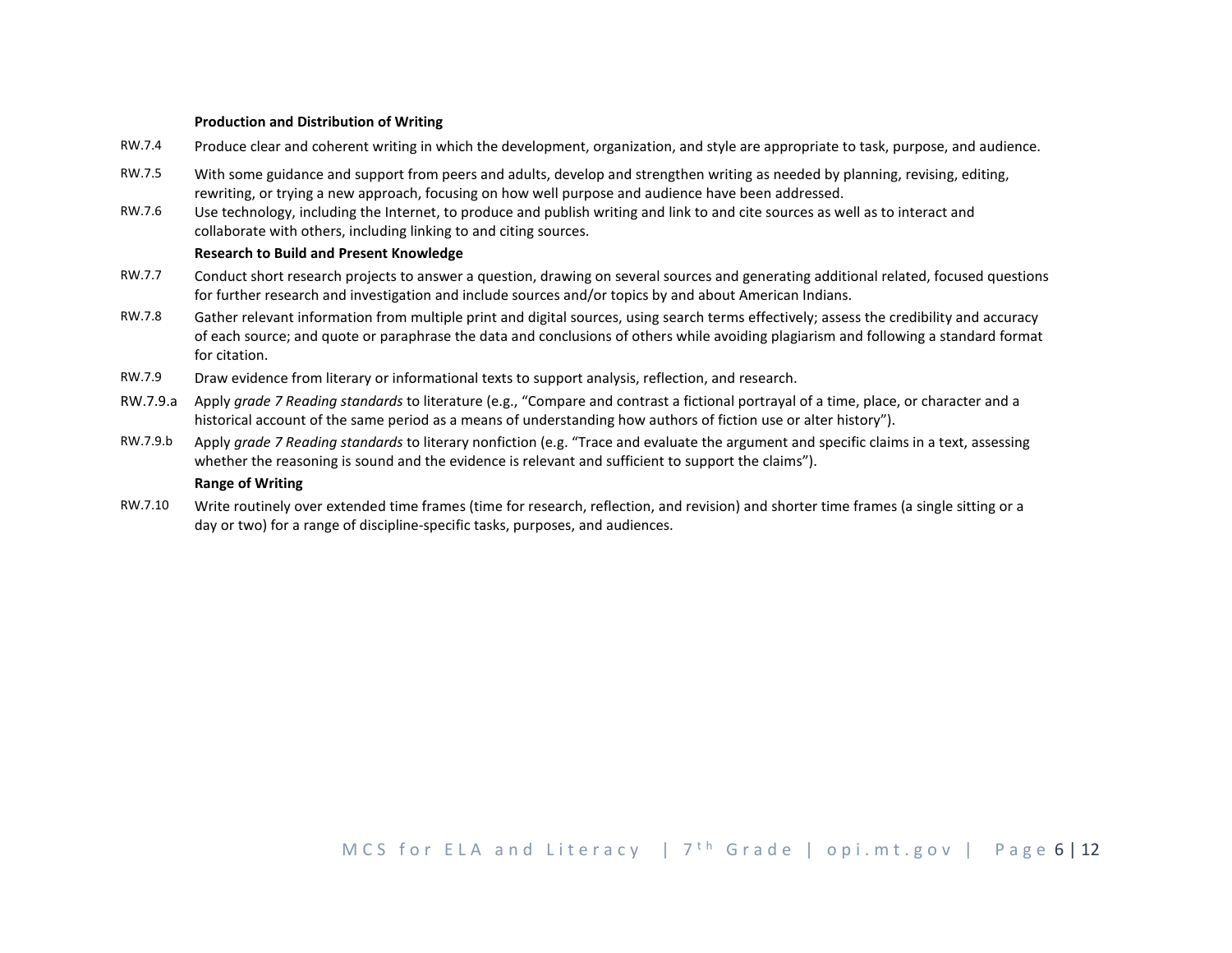**Production and Distribution of Writing**

RW.7.4 Produce clear and coherent writing in which the development, organization, and style are appropriate to task, purpose, and audience.

RW.7.5 With some guidance and support from peers and adults, develop and strengthen writing as needed by planning, revising, editing, rewriting, or trying a new approach, focusing on how well purpose and audience have been addressed.

RW.7.6 Use technology, including the Internet, to produce and publish writing and link to and cite sources as well as to interact and collaborate with others, including linking to and citing sources.

**Research to Build and Present Knowledge**

RW.7.7 Conduct short research projects to answer a question, drawing on several sources and generating additional related, focused questions for further research and investigation and include sources and/or topics by and about American Indians.

RW.7.8 Gather relevant information from multiple print and digital sources, using search terms effectively; assess the credibility and accuracy of each source; and quote or paraphrase the data and conclusions of others while avoiding plagiarism and following a standard format for citation.

RW.7.9 Draw evidence from literary or informational texts to support analysis, reflection, and research.

RW.7.9.a Apply *grade 7 Reading standards* to literature (e.g., "Compare and contrast a fictional portrayal of a time, place, or character and a historical account of the same period as a means of understanding how authors of fiction use or alter history").

RW.7.9.b Apply *grade 7 Reading standards* to literary nonfiction (e.g. "Trace and evaluate the argument and specific claims in a text, assessing whether the reasoning is sound and the evidence is relevant and sufficient to support the claims").

**Range of Writing**

RW.7.10 Write routinely over extended time frames (time for research, reflection, and revision) and shorter time frames (a single sitting or a day or two) for a range of discipline-specific tasks, purposes, and audiences.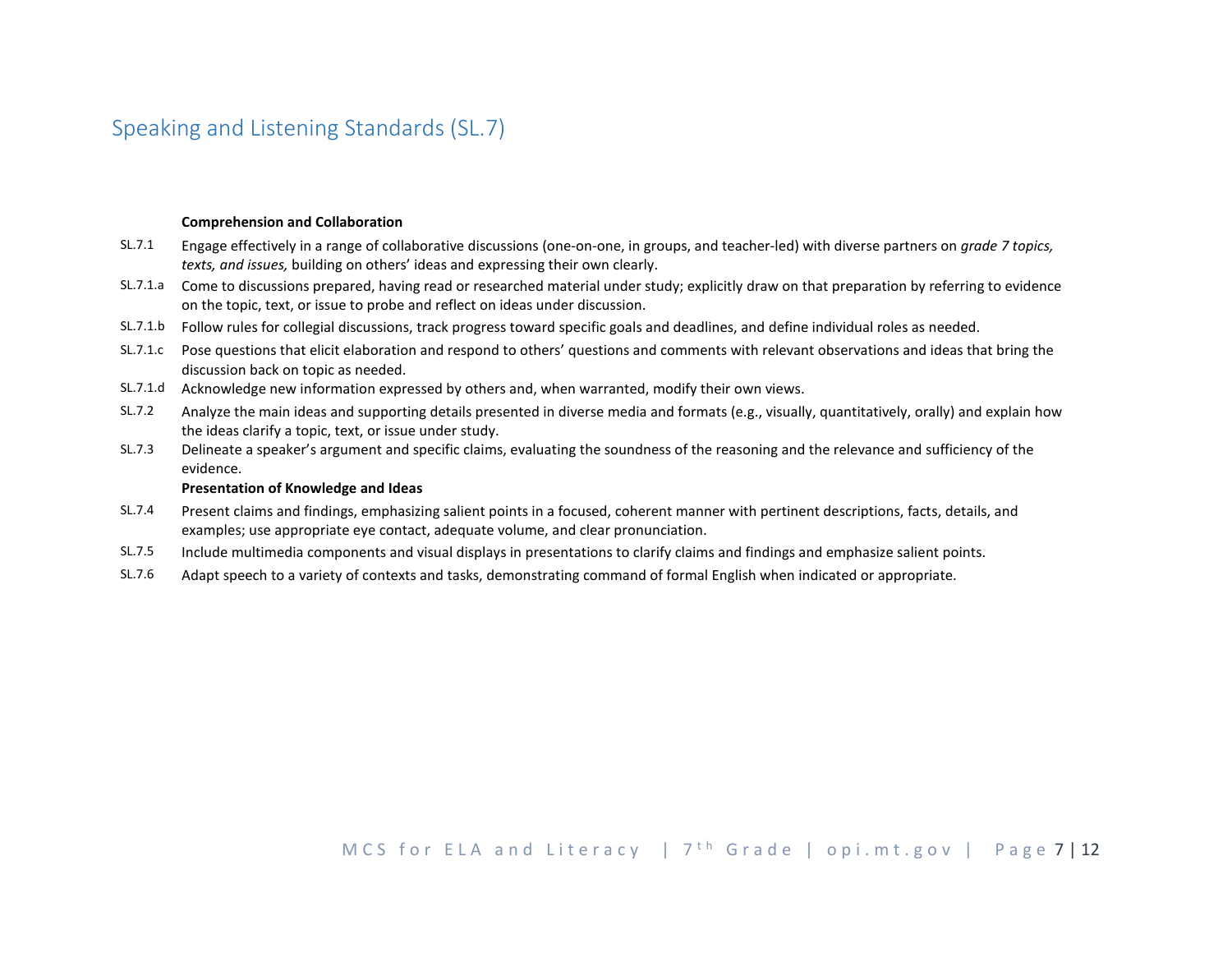## Speaking and Listening Standards (SL.7)

**Comprehension and Collaboration**

SL.7.1 Engage effectively in a range of collaborative discussions (one-on-one, in groups, and teacher-led) with diverse partners on *grade 7 topics, texts, and issues,* building on others' ideas and expressing their own clearly.

SL.7.1.a Come to discussions prepared, having read or researched material under study; explicitly draw on that preparation by referring to evidence on the topic, text, or issue to probe and reflect on ideas under discussion.

SL.7.1.b Follow rules for collegial discussions, track progress toward specific goals and deadlines, and define individual roles as needed.

SL.7.1.c Pose questions that elicit elaboration and respond to others' questions and comments with relevant observations and ideas that bring the discussion back on topic as needed.

SL.7.1.d Acknowledge new information expressed by others and, when warranted, modify their own views.

SL.7.2 Analyze the main ideas and supporting details presented in diverse media and formats (e.g., visually, quantitatively, orally) and explain how the ideas clarify a topic, text, or issue under study.

SL.7.3 Delineate a speaker's argument and specific claims, evaluating the soundness of the reasoning and the relevance and sufficiency of the evidence.

**Presentation of Knowledge and Ideas**

SL.7.4 Present claims and findings, emphasizing salient points in a focused, coherent manner with pertinent descriptions, facts, details, and examples; use appropriate eye contact, adequate volume, and clear pronunciation.

SL.7.5 Include multimedia components and visual displays in presentations to clarify claims and findings and emphasize salient points.

SL.7.6 Adapt speech to a variety of contexts and tasks, demonstrating command of formal English when indicated or appropriate.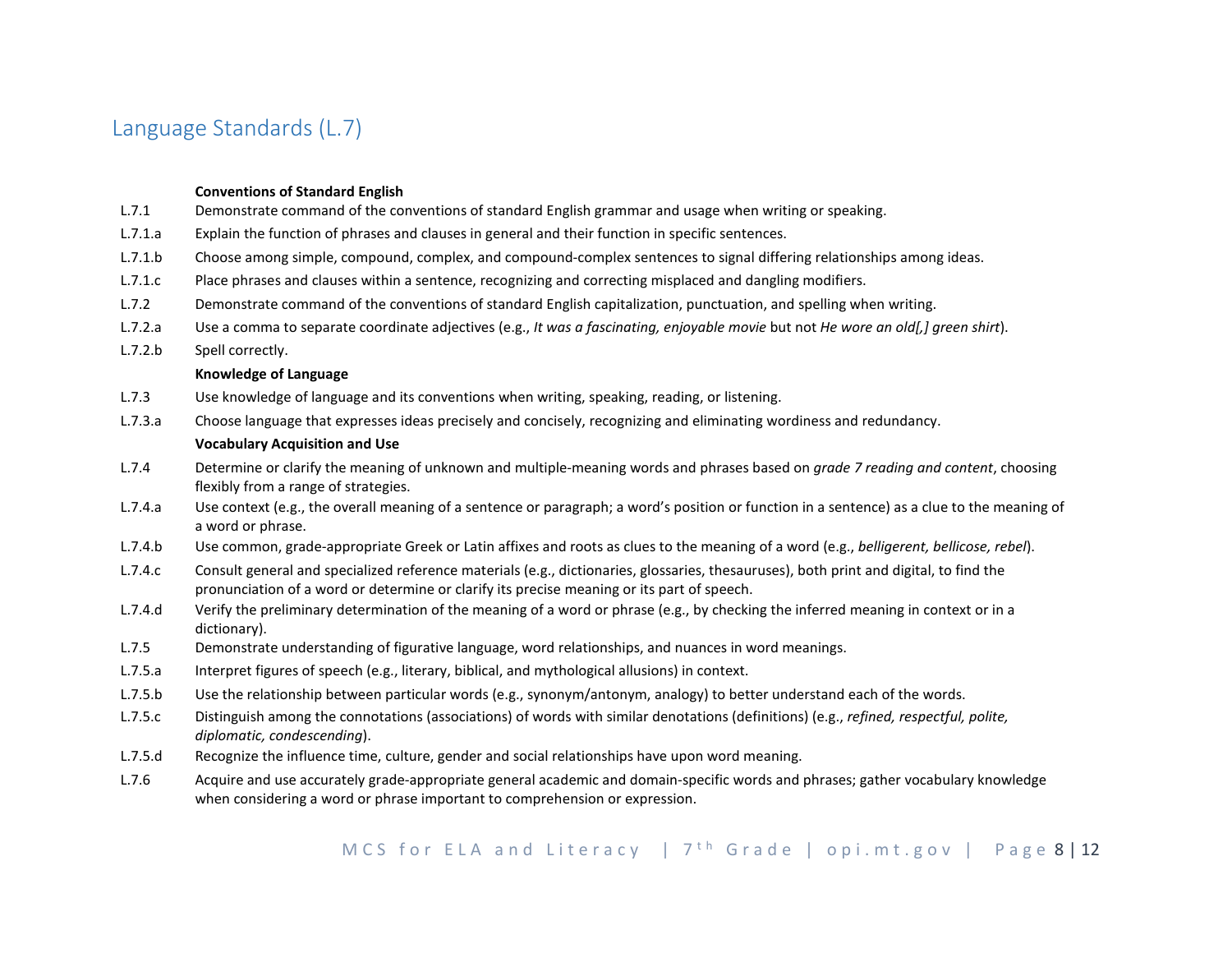## Language Standards (L.7)

| | |
|---|---|
| | **Conventions of Standard English** |
| L.7.1 | Demonstrate command of the conventions of standard English grammar and usage when writing or speaking. |
| L.7.1.a | Explain the function of phrases and clauses in general and their function in specific sentences. |
| L.7.1.b | Choose among simple, compound, complex, and compound-complex sentences to signal differing relationships among ideas. |
| L.7.1.c | Place phrases and clauses within a sentence, recognizing and correcting misplaced and dangling modifiers. |
| L.7.2 | Demonstrate command of the conventions of standard English capitalization, punctuation, and spelling when writing. |
| L.7.2.a | Use a comma to separate coordinate adjectives (e.g., *It was a fascinating, enjoyable movie* but not *He wore an old[,] green shirt*). |
| L.7.2.b | Spell correctly. |
| | **Knowledge of Language** |
| L.7.3 | Use knowledge of language and its conventions when writing, speaking, reading, or listening. |
| L.7.3.a | Choose language that expresses ideas precisely and concisely, recognizing and eliminating wordiness and redundancy. |
| | **Vocabulary Acquisition and Use** |
| L.7.4 | Determine or clarify the meaning of unknown and multiple-meaning words and phrases based on *grade 7 reading and content*, choosing flexibly from a range of strategies. |
| L.7.4.a | Use context (e.g., the overall meaning of a sentence or paragraph; a word's position or function in a sentence) as a clue to the meaning of a word or phrase. |
| L.7.4.b | Use common, grade-appropriate Greek or Latin affixes and roots as clues to the meaning of a word (e.g., *belligerent, bellicose, rebel*). |
| L.7.4.c | Consult general and specialized reference materials (e.g., dictionaries, glossaries, thesauruses), both print and digital, to find the pronunciation of a word or determine or clarify its precise meaning or its part of speech. |
| L.7.4.d | Verify the preliminary determination of the meaning of a word or phrase (e.g., by checking the inferred meaning in context or in a dictionary). |
| L.7.5 | Demonstrate understanding of figurative language, word relationships, and nuances in word meanings. |
| L.7.5.a | Interpret figures of speech (e.g., literary, biblical, and mythological allusions) in context. |
| L.7.5.b | Use the relationship between particular words (e.g., synonym/antonym, analogy) to better understand each of the words. |
| L.7.5.c | Distinguish among the connotations (associations) of words with similar denotations (definitions) (e.g., *refined, respectful, polite, diplomatic, condescending*). |
| L.7.5.d | Recognize the influence time, culture, gender and social relationships have upon word meaning. |
| L.7.6 | Acquire and use accurately grade-appropriate general academic and domain-specific words and phrases; gather vocabulary knowledge when considering a word or phrase important to comprehension or expression. |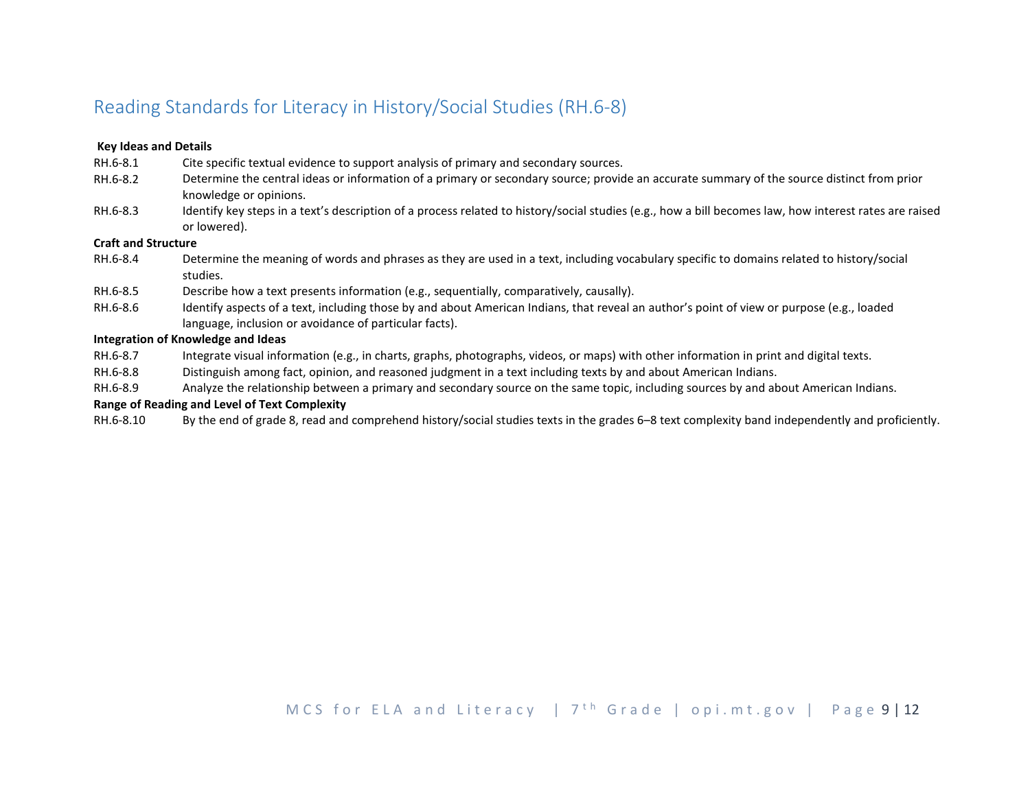## Reading Standards for Literacy in History/Social Studies (RH.6-8)

**Key Ideas and Details**

| | |
|---|---|
| RH.6-8.1 | Cite specific textual evidence to support analysis of primary and secondary sources. |
| RH.6-8.2 | Determine the central ideas or information of a primary or secondary source; provide an accurate summary of the source distinct from prior knowledge or opinions. |
| RH.6-8.3 | Identify key steps in a text's description of a process related to history/social studies (e.g., how a bill becomes law, how interest rates are raised or lowered). |

**Craft and Structure**

| | |
|---|---|
| RH.6-8.4 | Determine the meaning of words and phrases as they are used in a text, including vocabulary specific to domains related to history/social studies. |
| RH.6-8.5 | Describe how a text presents information (e.g., sequentially, comparatively, causally). |
| RH.6-8.6 | Identify aspects of a text, including those by and about American Indians, that reveal an author's point of view or purpose (e.g., loaded language, inclusion or avoidance of particular facts). |

**Integration of Knowledge and Ideas**

| | |
|---|---|
| RH.6-8.7 | Integrate visual information (e.g., in charts, graphs, photographs, videos, or maps) with other information in print and digital texts. |
| RH.6-8.8 | Distinguish among fact, opinion, and reasoned judgment in a text including texts by and about American Indians. |
| RH.6-8.9 | Analyze the relationship between a primary and secondary source on the same topic, including sources by and about American Indians. |

**Range of Reading and Level of Text Complexity**

| | |
|---|---|
| RH.6-8.10 | By the end of grade 8, read and comprehend history/social studies texts in the grades 6–8 text complexity band independently and proficiently. |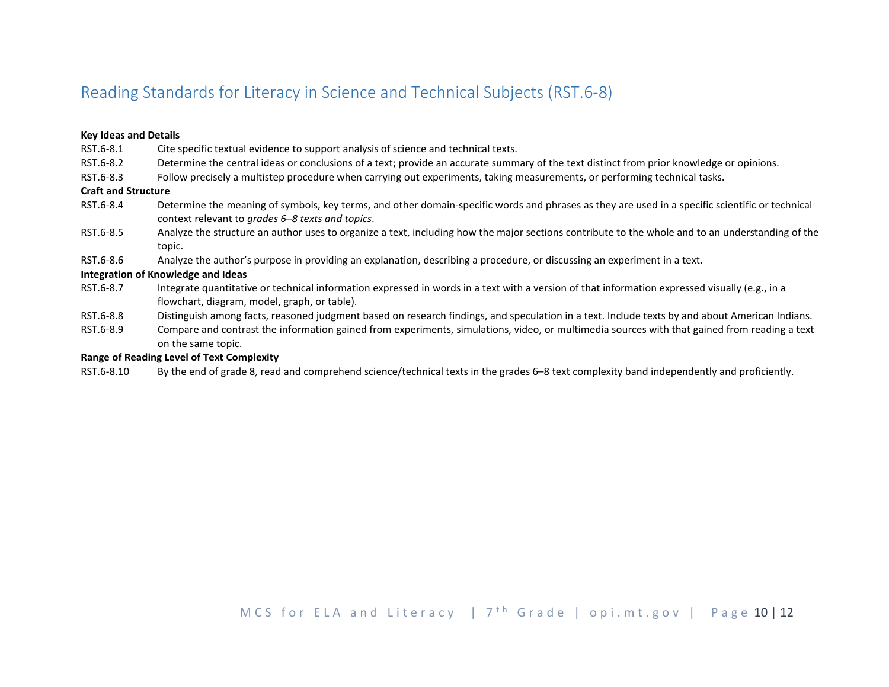## Reading Standards for Literacy in Science and Technical Subjects (RST.6-8)

**Key Ideas and Details**

RST.6-8.1 Cite specific textual evidence to support analysis of science and technical texts.

RST.6-8.2 Determine the central ideas or conclusions of a text; provide an accurate summary of the text distinct from prior knowledge or opinions.

RST.6-8.3 Follow precisely a multistep procedure when carrying out experiments, taking measurements, or performing technical tasks.

**Craft and Structure**

RST.6-8.4 Determine the meaning of symbols, key terms, and other domain-specific words and phrases as they are used in a specific scientific or technical context relevant to *grades 6–8 texts and topics*.

RST.6-8.5 Analyze the structure an author uses to organize a text, including how the major sections contribute to the whole and to an understanding of the topic.

RST.6-8.6 Analyze the author's purpose in providing an explanation, describing a procedure, or discussing an experiment in a text.

**Integration of Knowledge and Ideas**

RST.6-8.7 Integrate quantitative or technical information expressed in words in a text with a version of that information expressed visually (e.g., in a flowchart, diagram, model, graph, or table).

RST.6-8.8 Distinguish among facts, reasoned judgment based on research findings, and speculation in a text. Include texts by and about American Indians.

RST.6-8.9 Compare and contrast the information gained from experiments, simulations, video, or multimedia sources with that gained from reading a text on the same topic.

**Range of Reading Level of Text Complexity**

RST.6-8.10 By the end of grade 8, read and comprehend science/technical texts in the grades 6–8 text complexity band independently and proficiently.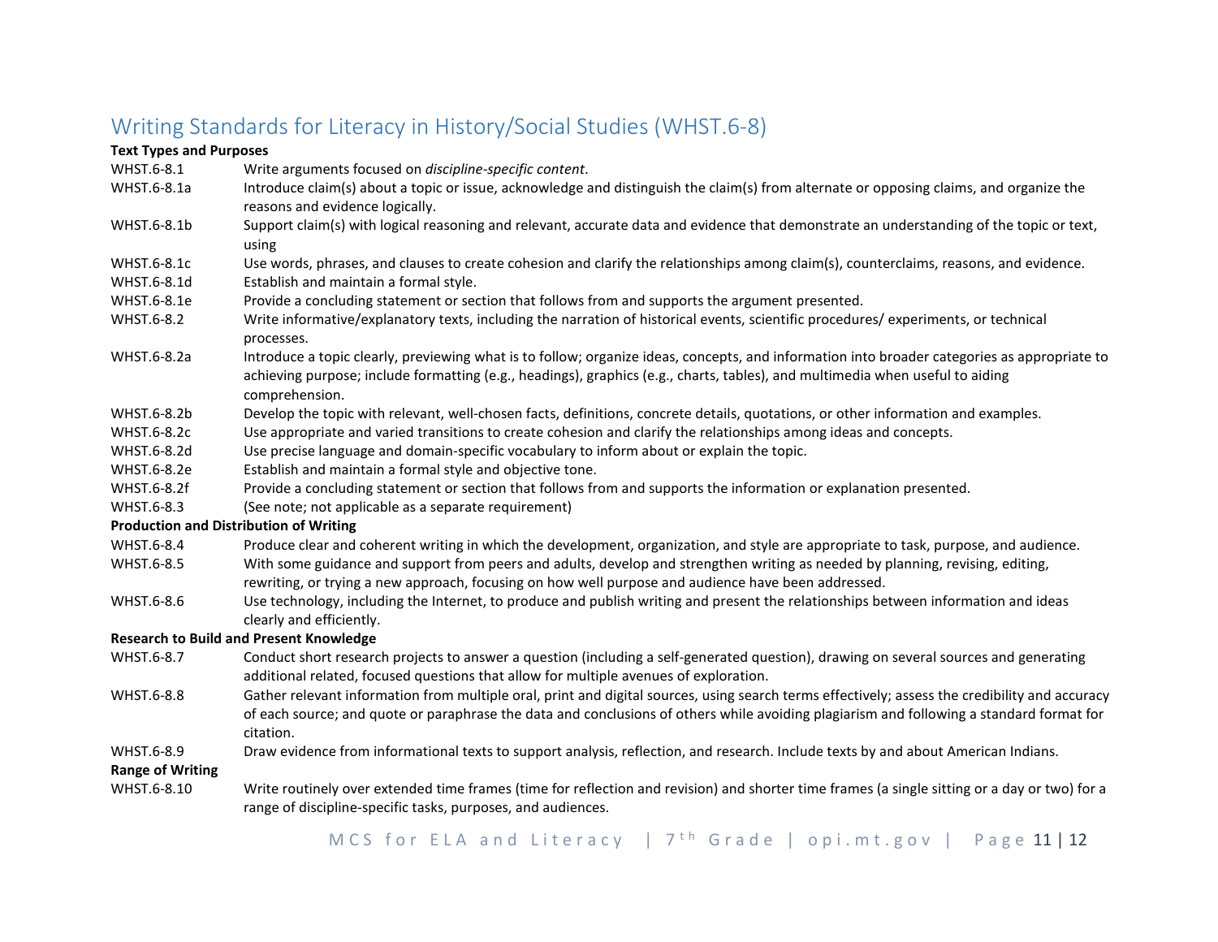## Writing Standards for Literacy in History/Social Studies (WHST.6-8)

**Text Types and Purposes**

| | |
|---|---|
| WHST.6-8.1 | Write arguments focused on *discipline-specific content*. |
| WHST.6-8.1a | Introduce claim(s) about a topic or issue, acknowledge and distinguish the claim(s) from alternate or opposing claims, and organize the reasons and evidence logically. |
| WHST.6-8.1b | Support claim(s) with logical reasoning and relevant, accurate data and evidence that demonstrate an understanding of the topic or text, using |
| WHST.6-8.1c | Use words, phrases, and clauses to create cohesion and clarify the relationships among claim(s), counterclaims, reasons, and evidence. |
| WHST.6-8.1d | Establish and maintain a formal style. |
| WHST.6-8.1e | Provide a concluding statement or section that follows from and supports the argument presented. |
| WHST.6-8.2 | Write informative/explanatory texts, including the narration of historical events, scientific procedures/ experiments, or technical processes. |
| WHST.6-8.2a | Introduce a topic clearly, previewing what is to follow; organize ideas, concepts, and information into broader categories as appropriate to achieving purpose; include formatting (e.g., headings), graphics (e.g., charts, tables), and multimedia when useful to aiding comprehension. |
| WHST.6-8.2b | Develop the topic with relevant, well-chosen facts, definitions, concrete details, quotations, or other information and examples. |
| WHST.6-8.2c | Use appropriate and varied transitions to create cohesion and clarify the relationships among ideas and concepts. |
| WHST.6-8.2d | Use precise language and domain-specific vocabulary to inform about or explain the topic. |
| WHST.6-8.2e | Establish and maintain a formal style and objective tone. |
| WHST.6-8.2f | Provide a concluding statement or section that follows from and supports the information or explanation presented. |
| WHST.6-8.3 | (See note; not applicable as a separate requirement) |

**Production and Distribution of Writing**

| | |
|---|---|
| WHST.6-8.4 | Produce clear and coherent writing in which the development, organization, and style are appropriate to task, purpose, and audience. |
| WHST.6-8.5 | With some guidance and support from peers and adults, develop and strengthen writing as needed by planning, revising, editing, rewriting, or trying a new approach, focusing on how well purpose and audience have been addressed. |
| WHST.6-8.6 | Use technology, including the Internet, to produce and publish writing and present the relationships between information and ideas clearly and efficiently. |

**Research to Build and Present Knowledge**

| | |
|---|---|
| WHST.6-8.7 | Conduct short research projects to answer a question (including a self-generated question), drawing on several sources and generating additional related, focused questions that allow for multiple avenues of exploration. |
| WHST.6-8.8 | Gather relevant information from multiple oral, print and digital sources, using search terms effectively; assess the credibility and accuracy of each source; and quote or paraphrase the data and conclusions of others while avoiding plagiarism and following a standard format for citation. |
| WHST.6-8.9 | Draw evidence from informational texts to support analysis, reflection, and research. Include texts by and about American Indians. |

**Range of Writing**

| | |
|---|---|
| WHST.6-8.10 | Write routinely over extended time frames (time for reflection and revision) and shorter time frames (a single sitting or a day or two) for a range of discipline-specific tasks, purposes, and audiences. |